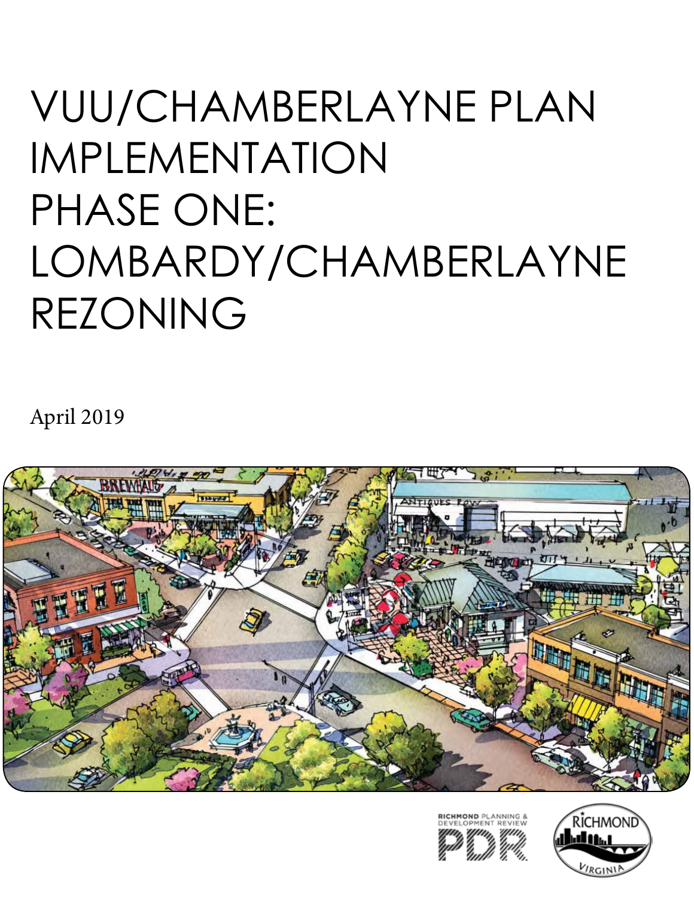# VUU/CHAMBERLAYNE PLAN IMPLEMENTATION PHASE ONE: LOMBARDY/CHAMBERLAYNE REZONING

April 2019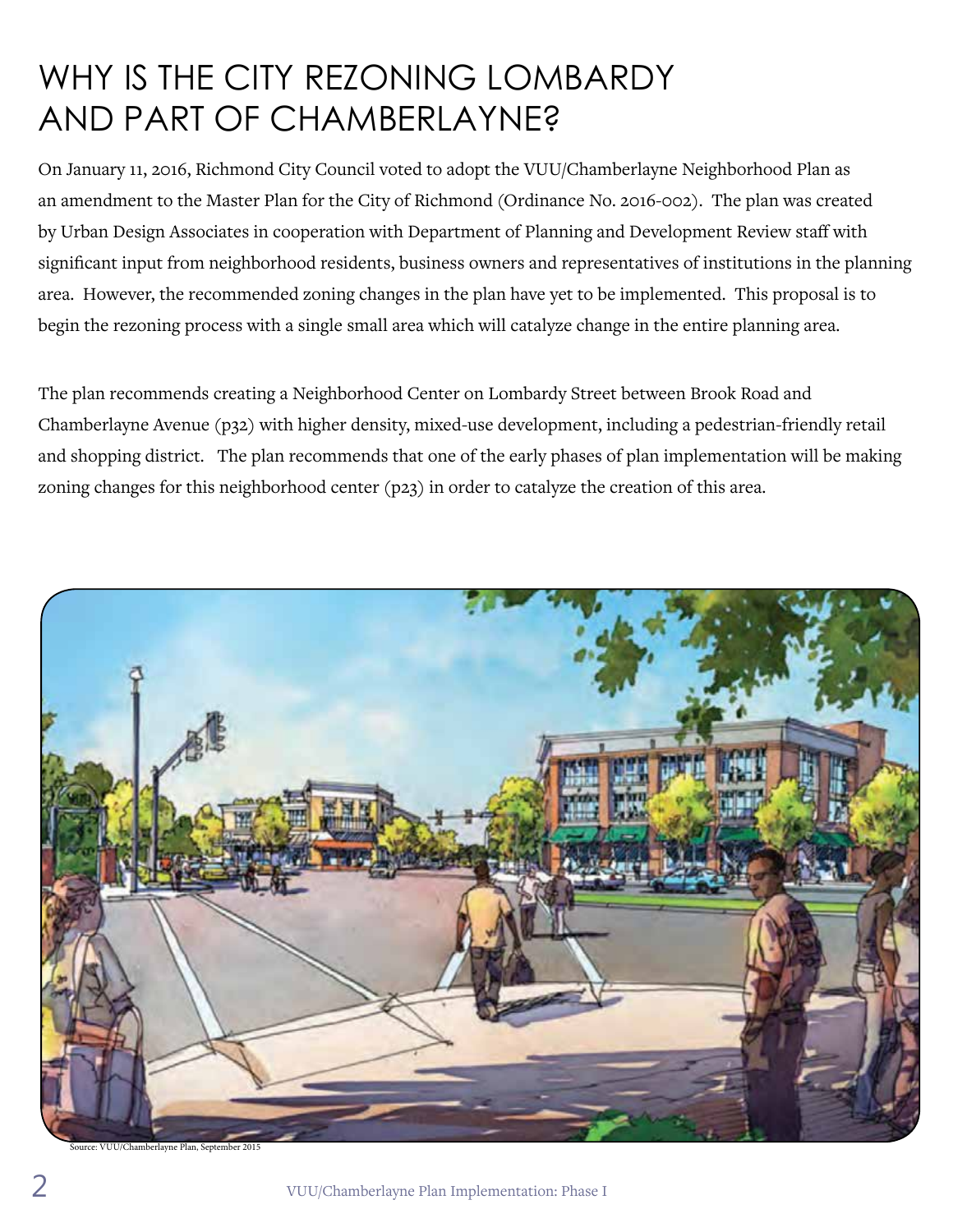# WHY IS THE CITY REZONING LOMBARDY AND PART OF CHAMBERLAYNE?

On January 11, 2016, Richmond City Council voted to adopt the VUU/Chamberlayne Neighborhood Plan as an amendment to the Master Plan for the City of Richmond (Ordinance No. 2016-002). The plan was created by Urban Design Associates in cooperation with Department of Planning and Development Review staff with significant input from neighborhood residents, business owners and representatives of institutions in the planning area. However, the recommended zoning changes in the plan have yet to be implemented. This proposal is to begin the rezoning process with a single small area which will catalyze change in the entire planning area.

The plan recommends creating a Neighborhood Center on Lombardy Street between Brook Road and Chamberlayne Avenue (p32) with higher density, mixed-use development, including a pedestrian-friendly retail and shopping district. The plan recommends that one of the early phases of plan implementation will be making zoning changes for this neighborhood center (p23) in order to catalyze the creation of this area.

Source: VUU/Chamberlayne Plan, September 2015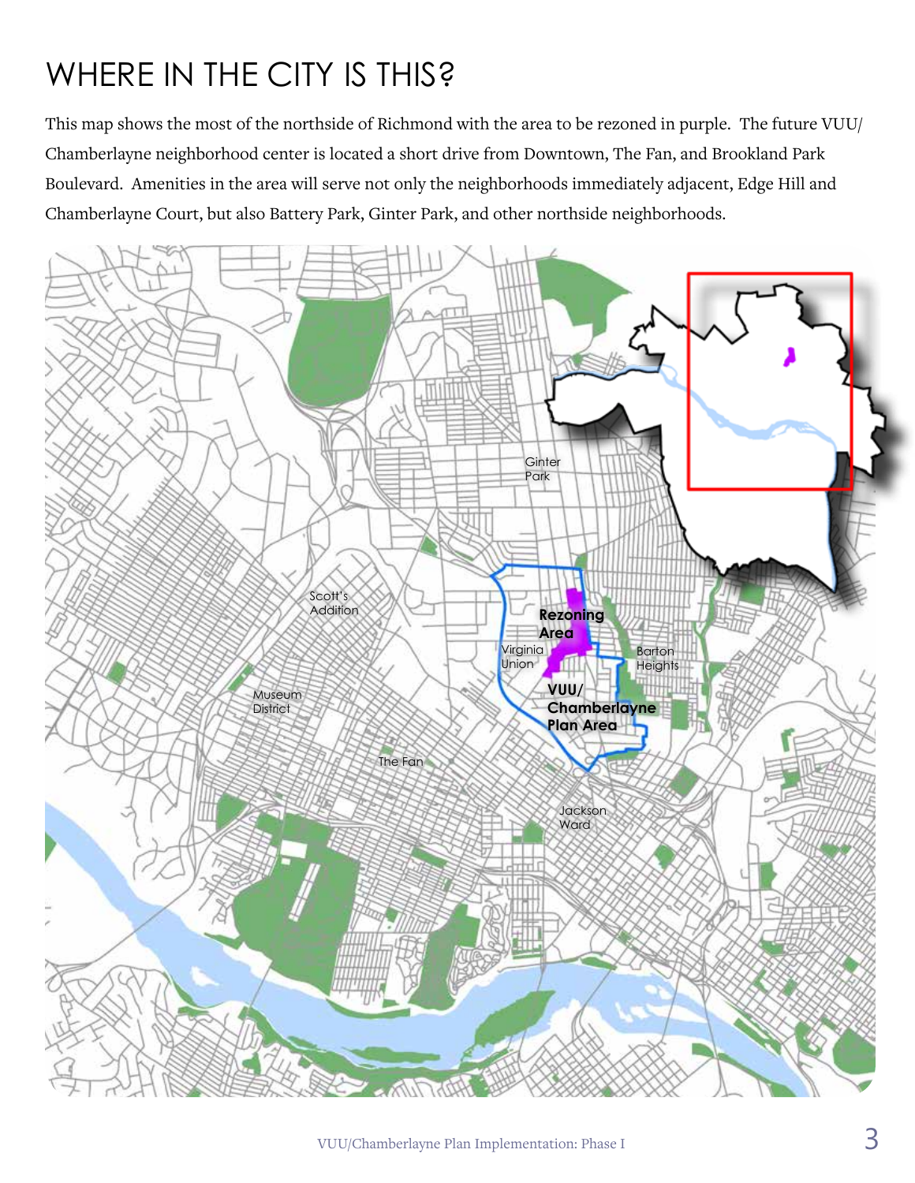# WHERE IN THE CITY IS THIS?

This map shows the most of the northside of Richmond with the area to be rezoned in purple. The future VUU/ Chamberlayne neighborhood center is located a short drive from Downtown, The Fan, and Brookland Park Boulevard. Amenities in the area will serve not only the neighborhoods immediately adjacent, Edge Hill and Chamberlayne Court, but also Battery Park, Ginter Park, and other northside neighborhoods.

Ginter Park

Scott's Addition

Rezoning Area

Virginia Union

Barton Heights

VUU/ Chamberlayne Plan Area

Museum District

The Fan

Jackson Ward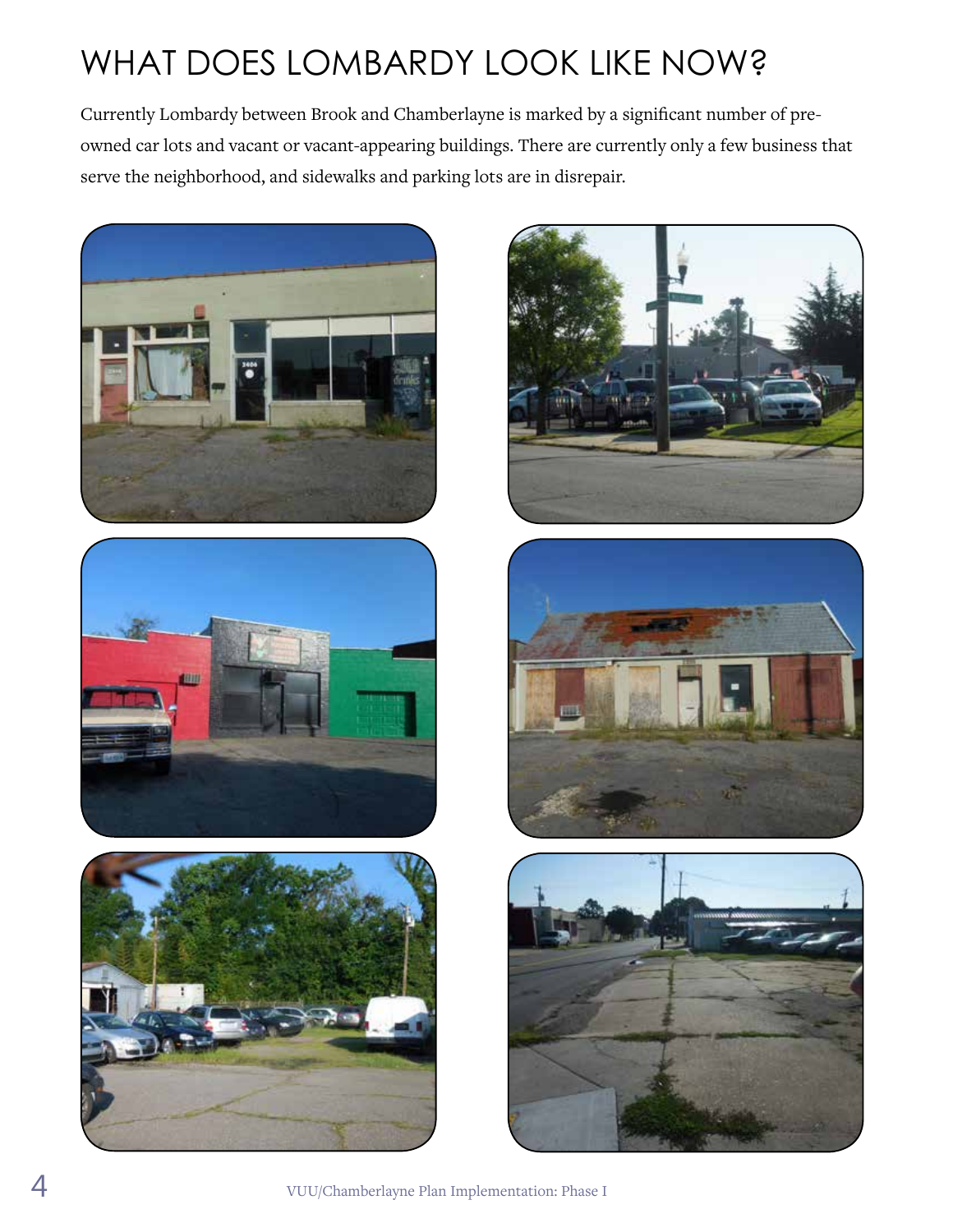# WHAT DOES LOMBARDY LOOK LIKE NOW?

Currently Lombardy between Brook and Chamberlayne is marked by a significant number of pre-owned car lots and vacant or vacant-appearing buildings. There are currently only a few business that serve the neighborhood, and sidewalks and parking lots are in disrepair.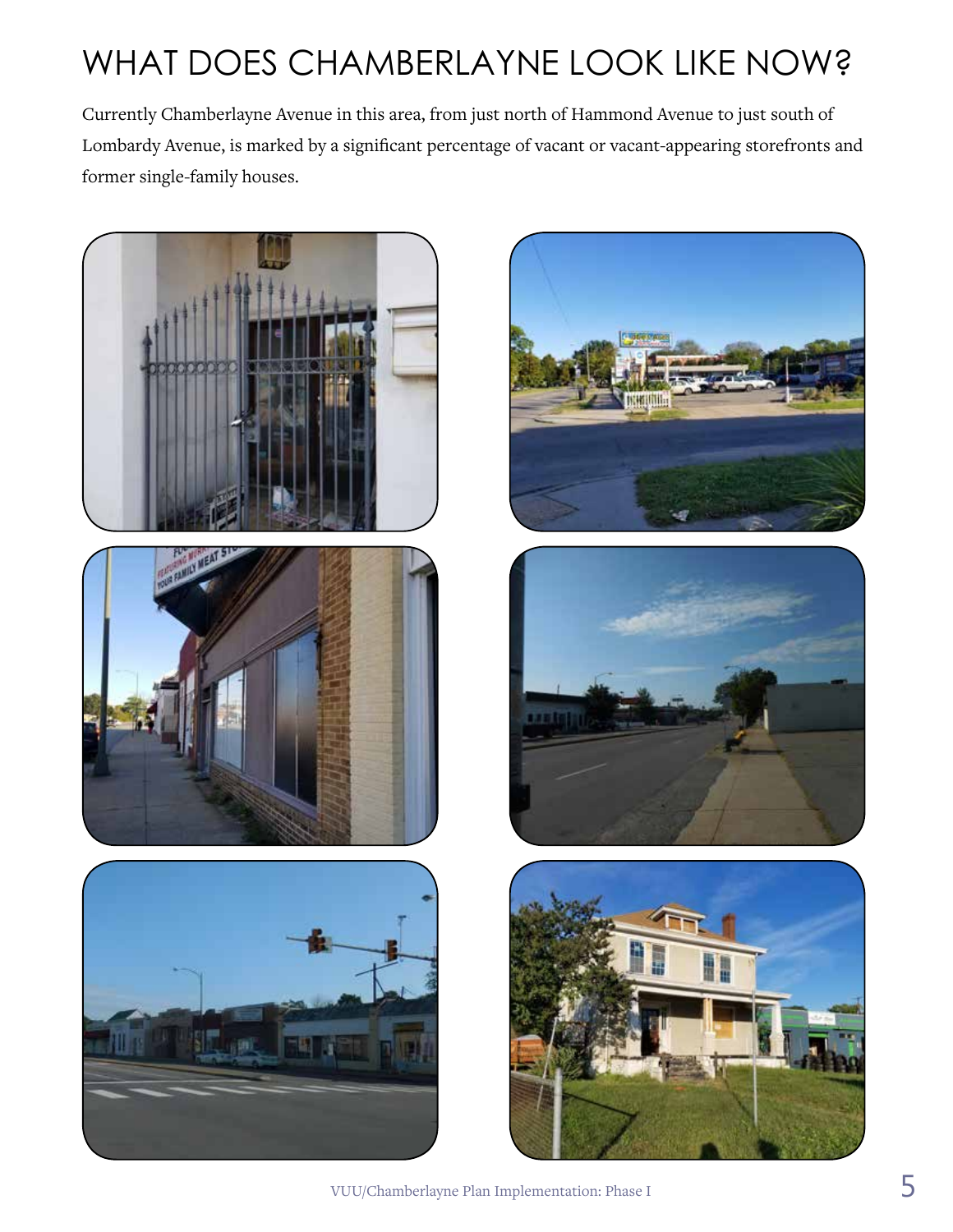# WHAT DOES CHAMBERLAYNE LOOK LIKE NOW?

Currently Chamberlayne Avenue in this area, from just north of Hammond Avenue to just south of Lombardy Avenue, is marked by a significant percentage of vacant or vacant-appearing storefronts and former single-family houses.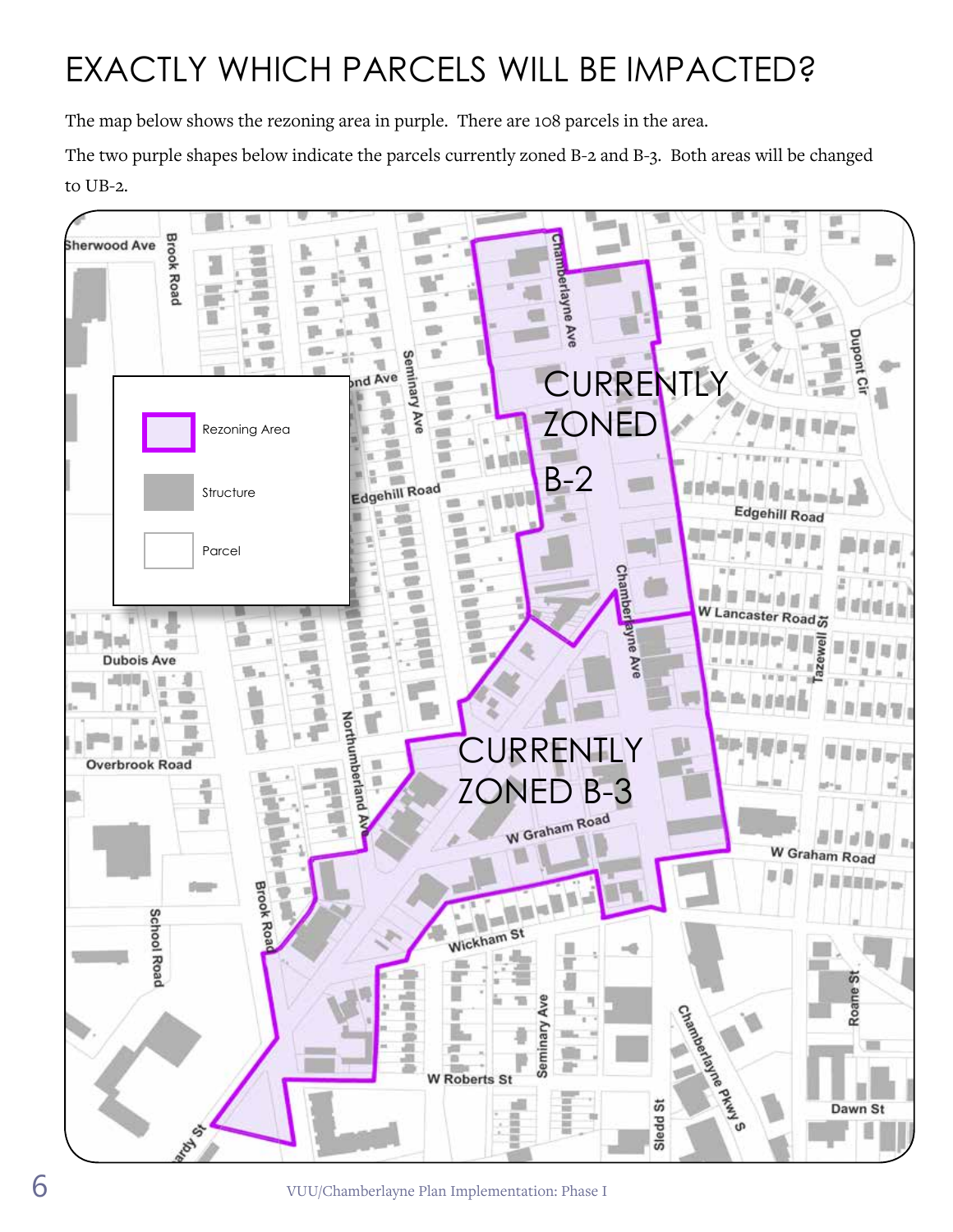# EXACTLY WHICH PARCELS WILL BE IMPACTED?

The map below shows the rezoning area in purple. There are 108 parcels in the area.

The two purple shapes below indicate the parcels currently zoned B-2 and B-3. Both areas will be changed to UB-2.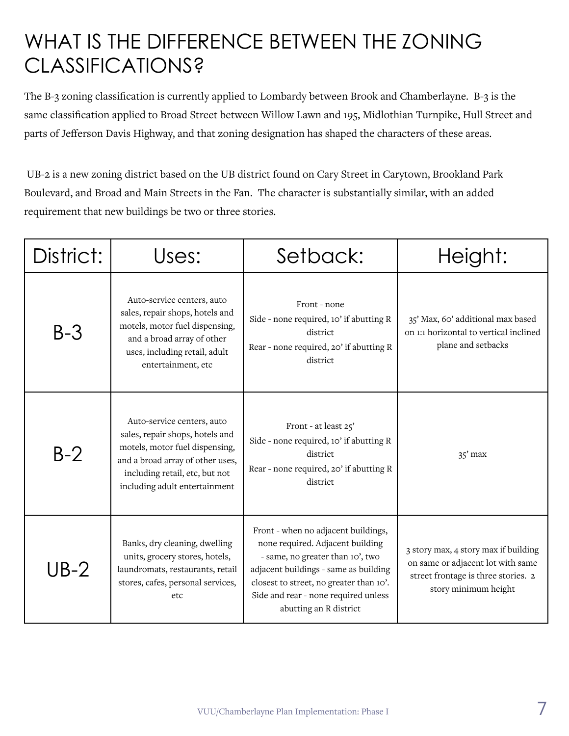# WHAT IS THE DIFFERENCE BETWEEN THE ZONING CLASSIFICATIONS?

The B-3 zoning classification is currently applied to Lombardy between Brook and Chamberlayne. B-3 is the same classification applied to Broad Street between Willow Lawn and 195, Midlothian Turnpike, Hull Street and parts of Jefferson Davis Highway, and that zoning designation has shaped the characters of these areas.

UB-2 is a new zoning district based on the UB district found on Cary Street in Carytown, Brookland Park Boulevard, and Broad and Main Streets in the Fan. The character is substantially similar, with an added requirement that new buildings be two or three stories.

| District: | Uses: | Setback: | Height: |
|---|---|---|---|
| B-3 | Auto-service centers, auto sales, repair shops, hotels and motels, motor fuel dispensing, and a broad array of other uses, including retail, adult entertainment, etc | Front - none<br>Side - none required, 10' if abutting R district<br>Rear - none required, 20' if abutting R district | 35' Max, 60' additional max based on 1:1 horizontal to vertical inclined plane and setbacks |
| B-2 | Auto-service centers, auto sales, repair shops, hotels and motels, motor fuel dispensing, and a broad array of other uses, including retail, etc, but not including adult entertainment | Front - at least 25'<br>Side - none required, 10' if abutting R district<br>Rear - none required, 20' if abutting R district | 35' max |
| UB-2 | Banks, dry cleaning, dwelling units, grocery stores, hotels, laundromats, restaurants, retail stores, cafes, personal services, etc | Front - when no adjacent buildings, none required. Adjacent building - same, no greater than 10', two adjacent buildings - same as building closest to street, no greater than 10'. Side and rear - none required unless abutting an R district | 3 story max, 4 story max if building on same or adjacent lot with same street frontage is three stories. 2 story minimum height |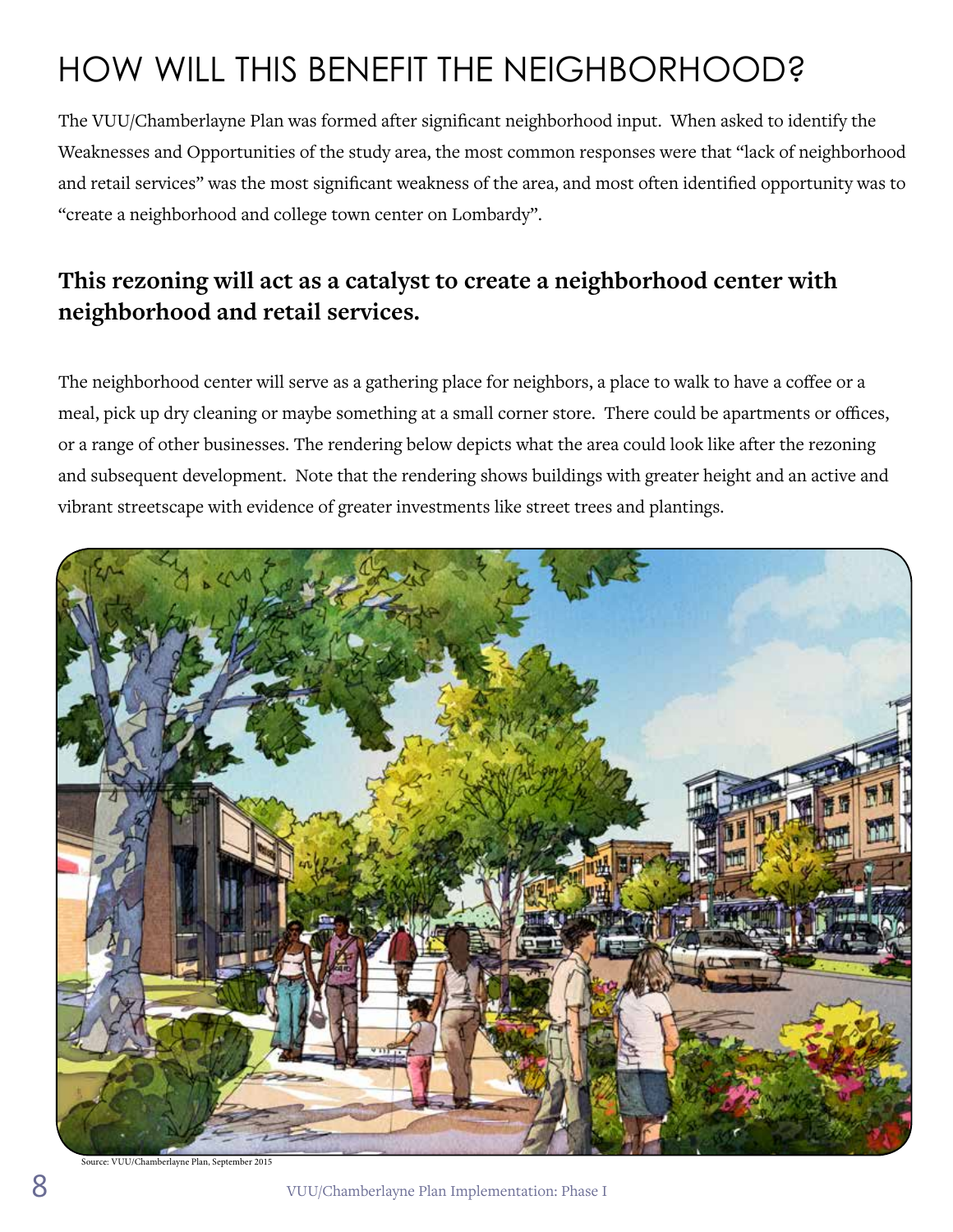# HOW WILL THIS BENEFIT THE NEIGHBORHOOD?

The VUU/Chamberlayne Plan was formed after significant neighborhood input. When asked to identify the Weaknesses and Opportunities of the study area, the most common responses were that "lack of neighborhood and retail services" was the most significant weakness of the area, and most often identified opportunity was to "create a neighborhood and college town center on Lombardy".

**This rezoning will act as a catalyst to create a neighborhood center with neighborhood and retail services.**

The neighborhood center will serve as a gathering place for neighbors, a place to walk to have a coffee or a meal, pick up dry cleaning or maybe something at a small corner store. There could be apartments or offices, or a range of other businesses. The rendering below depicts what the area could look like after the rezoning and subsequent development. Note that the rendering shows buildings with greater height and an active and vibrant streetscape with evidence of greater investments like street trees and plantings.

Source: VUU/Chamberlayne Plan, September 2015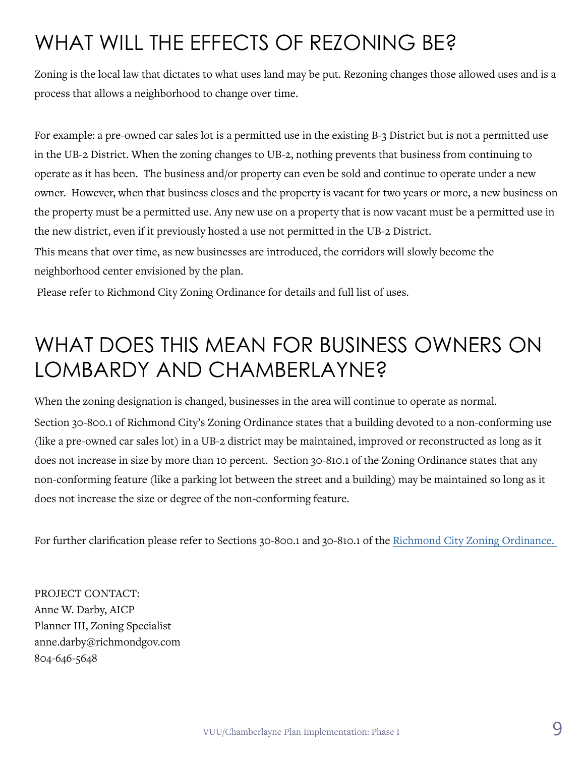# WHAT WILL THE EFFECTS OF REZONING BE?

Zoning is the local law that dictates to what uses land may be put. Rezoning changes those allowed uses and is a process that allows a neighborhood to change over time.

For example: a pre-owned car sales lot is a permitted use in the existing B-3 District but is not a permitted use in the UB-2 District. When the zoning changes to UB-2, nothing prevents that business from continuing to operate as it has been. The business and/or property can even be sold and continue to operate under a new owner. However, when that business closes and the property is vacant for two years or more, a new business on the property must be a permitted use. Any new use on a property that is now vacant must be a permitted use in the new district, even if it previously hosted a use not permitted in the UB-2 District.

This means that over time, as new businesses are introduced, the corridors will slowly become the neighborhood center envisioned by the plan.

Please refer to Richmond City Zoning Ordinance for details and full list of uses.

# WHAT DOES THIS MEAN FOR BUSINESS OWNERS ON LOMBARDY AND CHAMBERLAYNE?

When the zoning designation is changed, businesses in the area will continue to operate as normal.

Section 30-800.1 of Richmond City's Zoning Ordinance states that a building devoted to a non-conforming use (like a pre-owned car sales lot) in a UB-2 district may be maintained, improved or reconstructed as long as it does not increase in size by more than 10 percent. Section 30-810.1 of the Zoning Ordinance states that any non-conforming feature (like a parking lot between the street and a building) may be maintained so long as it does not increase the size or degree of the non-conforming feature.

For further clarification please refer to Sections 30-800.1 and 30-810.1 of the [Richmond City Zoning Ordinance.]()

PROJECT CONTACT:
Anne W. Darby, AICP
Planner III, Zoning Specialist
anne.darby@richmondgov.com
804-646-5648